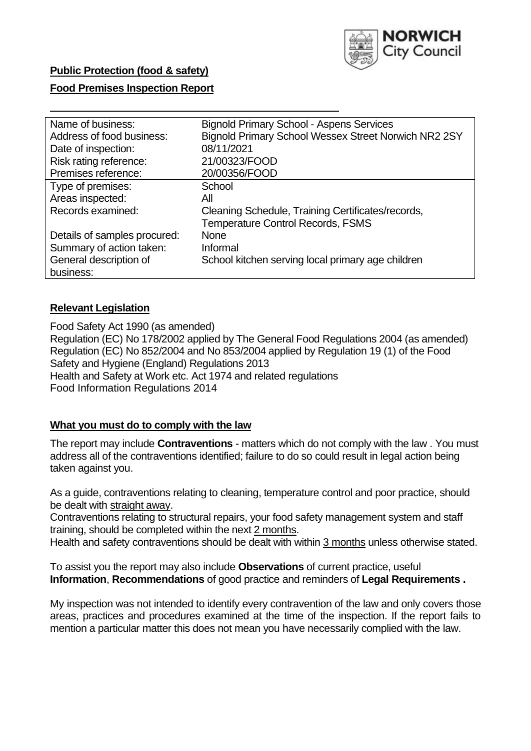**Public Protection (food & safety)**

**Food Premises Inspection Report**

| | |
|---|---|
| Name of business: | Bignold Primary School - Aspens Services |
| Address of food business: | Bignold Primary School Wessex Street Norwich NR2 2SY |
| Date of inspection: | 08/11/2021 |
| Risk rating reference: | 21/00323/FOOD |
| Premises reference: | 20/00356/FOOD |
| Type of premises: | School |
| Areas inspected: | All |
| Records examined: | Cleaning Schedule, Training Certificates/records, Temperature Control Records, FSMS |
| Details of samples procured: | None |
| Summary of action taken: | Informal |
| General description of business: | School kitchen serving local primary age children |

## **Relevant Legislation**

Food Safety Act 1990 (as amended)
Regulation (EC) No 178/2002 applied by The General Food Regulations 2004 (as amended)
Regulation (EC) No 852/2004 and No 853/2004 applied by Regulation 19 (1) of the Food Safety and Hygiene (England) Regulations 2013
Health and Safety at Work etc. Act 1974 and related regulations
Food Information Regulations 2014

## **What you must do to comply with the law**

The report may include **Contraventions** - matters which do not comply with the law . You must address all of the contraventions identified; failure to do so could result in legal action being taken against you.

As a guide, contraventions relating to cleaning, temperature control and poor practice, should be dealt with straight away.
Contraventions relating to structural repairs, your food safety management system and staff training, should be completed within the next 2 months.
Health and safety contraventions should be dealt with within 3 months unless otherwise stated.

To assist you the report may also include **Observations** of current practice, useful **Information**, **Recommendations** of good practice and reminders of **Legal Requirements .**

My inspection was not intended to identify every contravention of the law and only covers those areas, practices and procedures examined at the time of the inspection. If the report fails to mention a particular matter this does not mean you have necessarily complied with the law.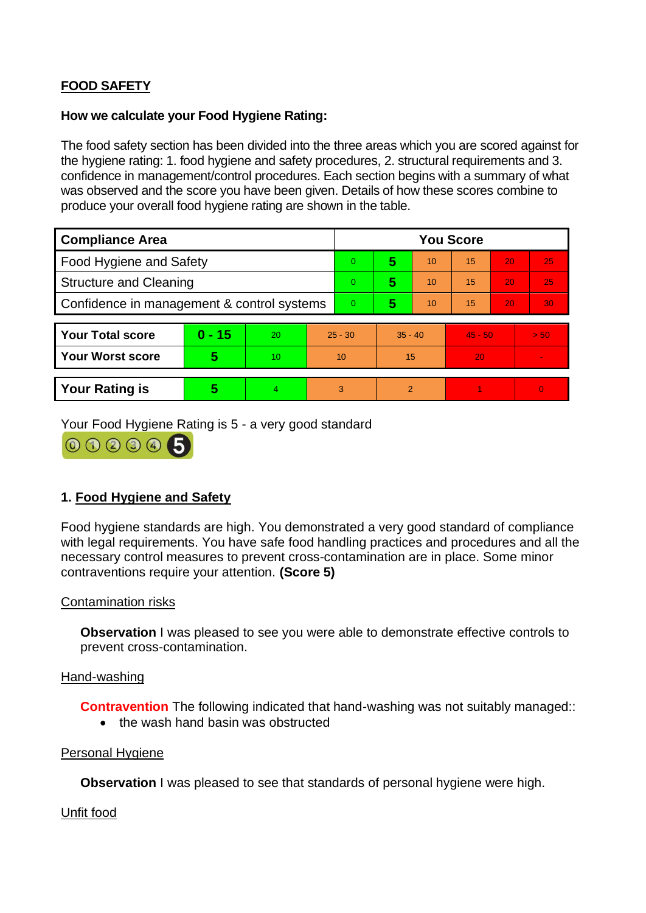## FOOD SAFETY

**How we calculate your Food Hygiene Rating:**

The food safety section has been divided into the three areas which you are scored against for the hygiene rating: 1. food hygiene and safety procedures, 2. structural requirements and 3. confidence in management/control procedures. Each section begins with a summary of what was observed and the score you have been given. Details of how these scores combine to produce your overall food hygiene rating are shown in the table.

| Compliance Area | You Score | | | | | |
|---|---|---|---|---|---|---|
| Food Hygiene and Safety | 0 | **5** | 10 | 15 | 20 | 25 |
| Structure and Cleaning | 0 | **5** | 10 | 15 | 20 | 25 |
| Confidence in management & control systems | 0 | **5** | 10 | 15 | 20 | 30 |

| | | | | | | |
|---|---|---|---|---|---|---|
| **Your Total score** | **0 - 15** | 20 | 25 - 30 | 35 - 40 | 45 - 50 | > 50 |
| **Your Worst score** | **5** | 10 | 10 | 15 | 20 | - |
| **Your Rating is** | **5** | 4 | 3 | 2 | 1 | 0 |

Your Food Hygiene Rating is 5 - a very good standard

### 1. Food Hygiene and Safety

Food hygiene standards are high. You demonstrated a very good standard of compliance with legal requirements. You have safe food handling practices and procedures and all the necessary control measures to prevent cross-contamination are in place. Some minor contraventions require your attention. **(Score 5)**

Contamination risks

**Observation** I was pleased to see you were able to demonstrate effective controls to prevent cross-contamination.

Hand-washing

**Contravention** The following indicated that hand-washing was not suitably managed::

- the wash hand basin was obstructed

Personal Hygiene

**Observation** I was pleased to see that standards of personal hygiene were high.

Unfit food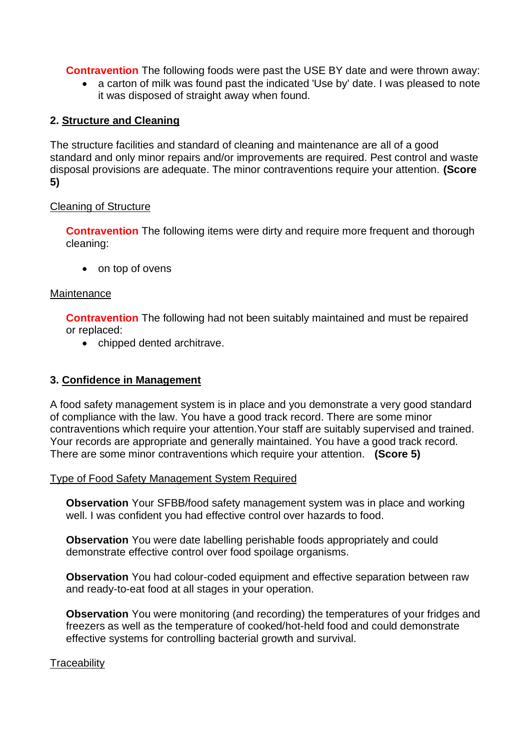**Contravention** The following foods were past the USE BY date and were thrown away:

- a carton of milk was found past the indicated 'Use by' date. I was pleased to note it was disposed of straight away when found.

## 2. Structure and Cleaning

The structure facilities and standard of cleaning and maintenance are all of a good standard and only minor repairs and/or improvements are required. Pest control and waste disposal provisions are adequate. The minor contraventions require your attention. **(Score 5)**

Cleaning of Structure

**Contravention** The following items were dirty and require more frequent and thorough cleaning:

- on top of ovens

Maintenance

**Contravention** The following had not been suitably maintained and must be repaired or replaced:

- chipped dented architrave.

## 3. Confidence in Management

A food safety management system is in place and you demonstrate a very good standard of compliance with the law. You have a good track record. There are some minor contraventions which require your attention.Your staff are suitably supervised and trained. Your records are appropriate and generally maintained. You have a good track record. There are some minor contraventions which require your attention. **(Score 5)**

Type of Food Safety Management System Required

**Observation** Your SFBB/food safety management system was in place and working well. I was confident you had effective control over hazards to food.

**Observation** You were date labelling perishable foods appropriately and could demonstrate effective control over food spoilage organisms.

**Observation** You had colour-coded equipment and effective separation between raw and ready-to-eat food at all stages in your operation.

**Observation** You were monitoring (and recording) the temperatures of your fridges and freezers as well as the temperature of cooked/hot-held food and could demonstrate effective systems for controlling bacterial growth and survival.

Traceability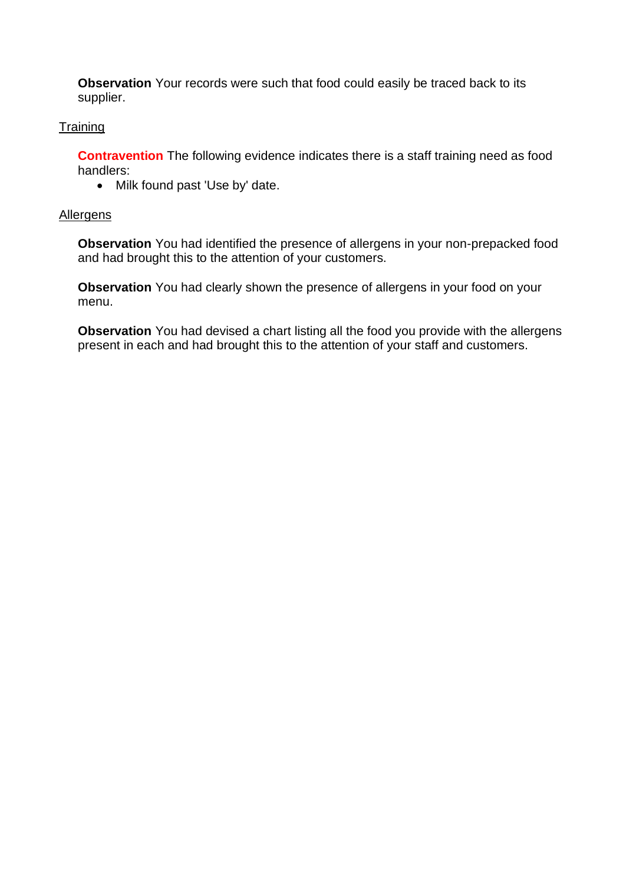**Observation** Your records were such that food could easily be traced back to its supplier.

Training

**Contravention** The following evidence indicates there is a staff training need as food handlers:

- Milk found past 'Use by' date.

Allergens

**Observation** You had identified the presence of allergens in your non-prepacked food and had brought this to the attention of your customers.

**Observation** You had clearly shown the presence of allergens in your food on your menu.

**Observation** You had devised a chart listing all the food you provide with the allergens present in each and had brought this to the attention of your staff and customers.